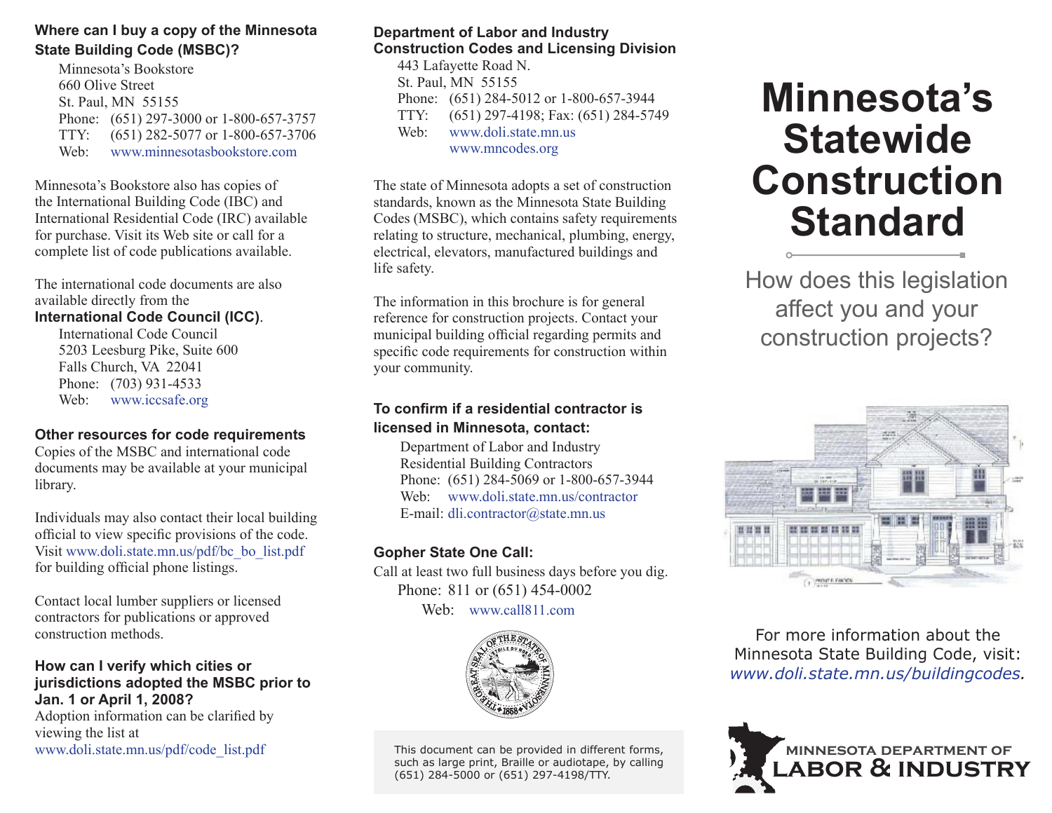## Where can I buy a copy of the Minnesota State Building Code (MSBC)?

Minnesota's Bookstore
660 Olive Street
St. Paul, MN 55155
Phone: (651) 297-3000 or 1-800-657-3757
TTY: (651) 282-5077 or 1-800-657-3706
Web: www.minnesotasbookstore.com

Minnesota's Bookstore also has copies of the International Building Code (IBC) and International Residential Code (IRC) available for purchase. Visit its Web site or call for a complete list of code publications available.

The international code documents are also available directly from the **International Code Council (ICC)**.

International Code Council
5203 Leesburg Pike, Suite 600
Falls Church, VA 22041
Phone: (703) 931-4533
Web: www.iccsafe.org

## Other resources for code requirements

Copies of the MSBC and international code documents may be available at your municipal library.

Individuals may also contact their local building official to view specific provisions of the code. Visit www.doli.state.mn.us/pdf/bc_bo_list.pdf for building official phone listings.

Contact local lumber suppliers or licensed contractors for publications or approved construction methods.

## How can I verify which cities or jurisdictions adopted the MSBC prior to Jan. 1 or April 1, 2008?

Adoption information can be clarified by viewing the list at www.doli.state.mn.us/pdf/code_list.pdf

## Department of Labor and Industry Construction Codes and Licensing Division

443 Lafayette Road N.
St. Paul, MN 55155
Phone: (651) 284-5012 or 1-800-657-3944
TTY: (651) 297-4198; Fax: (651) 284-5749
Web: www.doli.state.mn.us
www.mncodes.org

The state of Minnesota adopts a set of construction standards, known as the Minnesota State Building Codes (MSBC), which contains safety requirements relating to structure, mechanical, plumbing, energy, electrical, elevators, manufactured buildings and life safety.

The information in this brochure is for general reference for construction projects. Contact your municipal building official regarding permits and specific code requirements for construction within your community.

## To confirm if a residential contractor is licensed in Minnesota, contact:

Department of Labor and Industry
Residential Building Contractors
Phone: (651) 284-5069 or 1-800-657-3944
Web: www.doli.state.mn.us/contractor
E-mail: dli.contractor@state.mn.us

## Gopher State One Call:

Call at least two full business days before you dig.
Phone: 811 or (651) 454-0002
Web: www.call811.com

This document can be provided in different forms, such as large print, Braille or audiotape, by calling (651) 284-5000 or (651) 297-4198/TTY.

# Minnesota's Statewide Construction Standard

How does this legislation affect you and your construction projects?

For more information about the Minnesota State Building Code, visit: *www.doli.state.mn.us/buildingcodes.*

MINNESOTA DEPARTMENT OF LABOR & INDUSTRY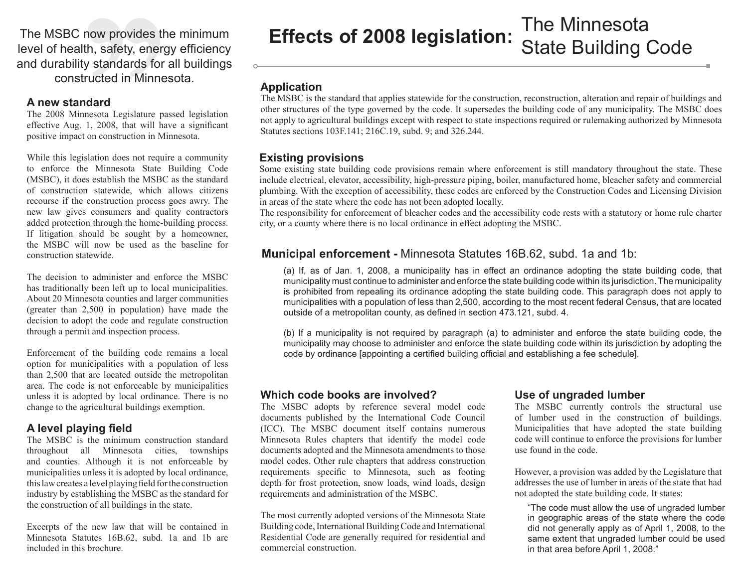The MSBC now provides the minimum level of health, safety, energy efficiency and durability standards for all buildings constructed in Minnesota.

### A new standard

The 2008 Minnesota Legislature passed legislation effective Aug. 1, 2008, that will have a significant positive impact on construction in Minnesota.

While this legislation does not require a community to enforce the Minnesota State Building Code (MSBC), it does establish the MSBC as the standard of construction statewide, which allows citizens recourse if the construction process goes awry. The new law gives consumers and quality contractors added protection through the home-building process. If litigation should be sought by a homeowner, the MSBC will now be used as the baseline for construction statewide.

The decision to administer and enforce the MSBC has traditionally been left up to local municipalities. About 20 Minnesota counties and larger communities (greater than 2,500 in population) have made the decision to adopt the code and regulate construction through a permit and inspection process.

Enforcement of the building code remains a local option for municipalities with a population of less than 2,500 that are located outside the metropolitan area. The code is not enforceable by municipalities unless it is adopted by local ordinance. There is no change to the agricultural buildings exemption.

### A level playing field

The MSBC is the minimum construction standard throughout all Minnesota cities, townships and counties. Although it is not enforceable by municipalities unless it is adopted by local ordinance, this law creates a level playing field for the construction industry by establishing the MSBC as the standard for the construction of all buildings in the state.

Excerpts of the new law that will be contained in Minnesota Statutes 16B.62, subd. 1a and 1b are included in this brochure.

# Effects of 2008 legislation: The Minnesota State Building Code

### Application

The MSBC is the standard that applies statewide for the construction, reconstruction, alteration and repair of buildings and other structures of the type governed by the code. It supersedes the building code of any municipality. The MSBC does not apply to agricultural buildings except with respect to state inspections required or rulemaking authorized by Minnesota Statutes sections 103F.141; 216C.19, subd. 9; and 326.244.

### Existing provisions

Some existing state building code provisions remain where enforcement is still mandatory throughout the state. These include electrical, elevator, accessibility, high-pressure piping, boiler, manufactured home, bleacher safety and commercial plumbing. With the exception of accessibility, these codes are enforced by the Construction Codes and Licensing Division in areas of the state where the code has not been adopted locally.

The responsibility for enforcement of bleacher codes and the accessibility code rests with a statutory or home rule charter city, or a county where there is no local ordinance in effect adopting the MSBC.

### Municipal enforcement - Minnesota Statutes 16B.62, subd. 1a and 1b:

(a) If, as of Jan. 1, 2008, a municipality has in effect an ordinance adopting the state building code, that municipality must continue to administer and enforce the state building code within its jurisdiction. The municipality is prohibited from repealing its ordinance adopting the state building code. This paragraph does not apply to municipalities with a population of less than 2,500, according to the most recent federal Census, that are located outside of a metropolitan county, as defined in section 473.121, subd. 4.

(b) If a municipality is not required by paragraph (a) to administer and enforce the state building code, the municipality may choose to administer and enforce the state building code within its jurisdiction by adopting the code by ordinance [appointing a certified building official and establishing a fee schedule].

### Which code books are involved?

The MSBC adopts by reference several model code documents published by the International Code Council (ICC). The MSBC document itself contains numerous Minnesota Rules chapters that identify the model code documents adopted and the Minnesota amendments to those model codes. Other rule chapters that address construction requirements specific to Minnesota, such as footing depth for frost protection, snow loads, wind loads, design requirements and administration of the MSBC.

The most currently adopted versions of the Minnesota State Building code, International Building Code and International Residential Code are generally required for residential and commercial construction.

### Use of ungraded lumber

The MSBC currently controls the structural use of lumber used in the construction of buildings. Municipalities that have adopted the state building code will continue to enforce the provisions for lumber use found in the code.

However, a provision was added by the Legislature that addresses the use of lumber in areas of the state that had not adopted the state building code. It states:

> "The code must allow the use of ungraded lumber in geographic areas of the state where the code did not generally apply as of April 1, 2008, to the same extent that ungraded lumber could be used in that area before April 1, 2008."